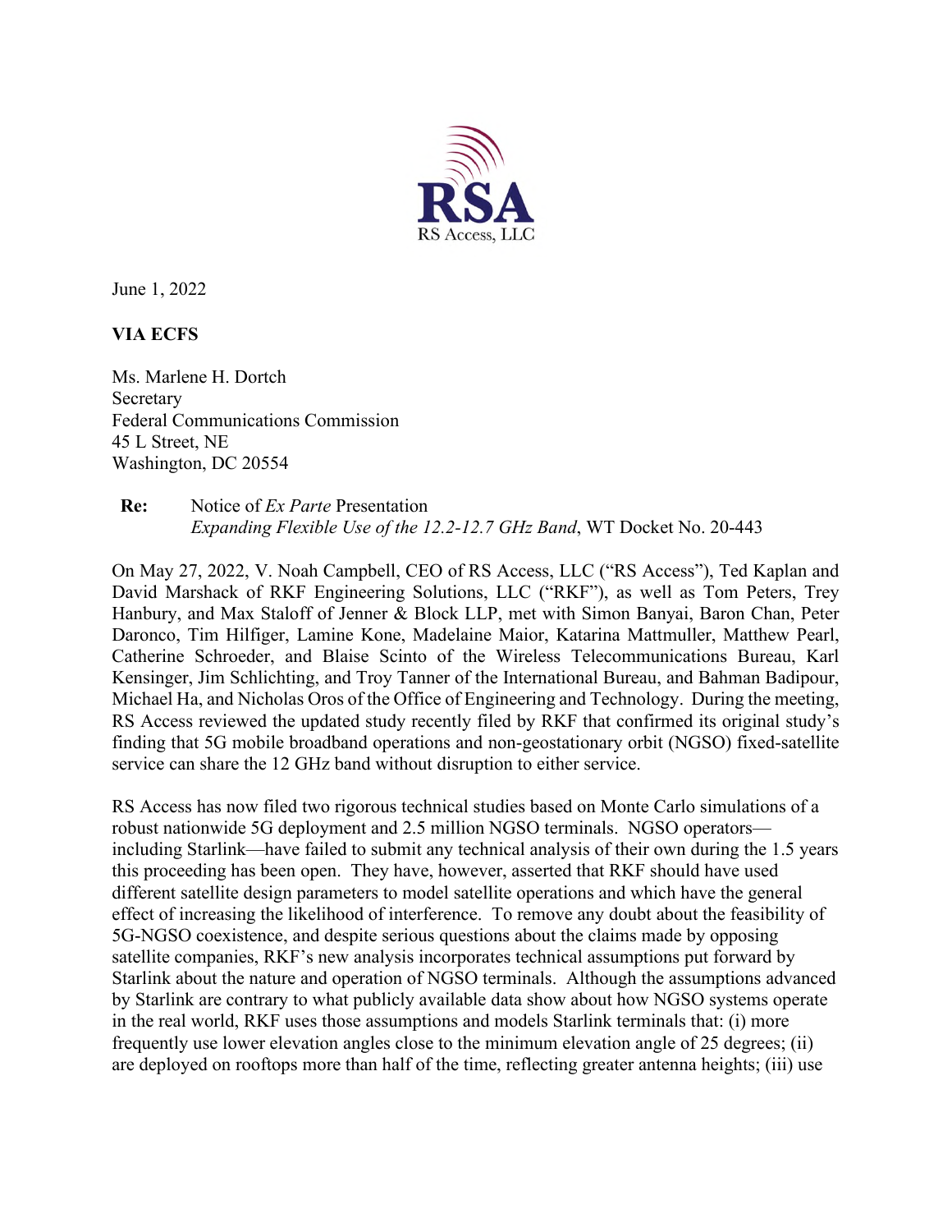RSA

RS Access, LLC

June 1, 2022

**VIA ECFS**

Ms. Marlene H. Dortch
Secretary
Federal Communications Commission
45 L Street, NE
Washington, DC 20554

**Re:** Notice of *Ex Parte* Presentation
*Expanding Flexible Use of the 12.2-12.7 GHz Band*, WT Docket No. 20-443

On May 27, 2022, V. Noah Campbell, CEO of RS Access, LLC ("RS Access"), Ted Kaplan and David Marshack of RKF Engineering Solutions, LLC ("RKF"), as well as Tom Peters, Trey Hanbury, and Max Staloff of Jenner & Block LLP, met with Simon Banyai, Baron Chan, Peter Daronco, Tim Hilfiger, Lamine Kone, Madelaine Maior, Katarina Mattmuller, Matthew Pearl, Catherine Schroeder, and Blaise Scinto of the Wireless Telecommunications Bureau, Karl Kensinger, Jim Schlichting, and Troy Tanner of the International Bureau, and Bahman Badipour, Michael Ha, and Nicholas Oros of the Office of Engineering and Technology. During the meeting, RS Access reviewed the updated study recently filed by RKF that confirmed its original study's finding that 5G mobile broadband operations and non-geostationary orbit (NGSO) fixed-satellite service can share the 12 GHz band without disruption to either service.

RS Access has now filed two rigorous technical studies based on Monte Carlo simulations of a robust nationwide 5G deployment and 2.5 million NGSO terminals. NGSO operators—including Starlink—have failed to submit any technical analysis of their own during the 1.5 years this proceeding has been open. They have, however, asserted that RKF should have used different satellite design parameters to model satellite operations and which have the general effect of increasing the likelihood of interference. To remove any doubt about the feasibility of 5G-NGSO coexistence, and despite serious questions about the claims made by opposing satellite companies, RKF's new analysis incorporates technical assumptions put forward by Starlink about the nature and operation of NGSO terminals. Although the assumptions advanced by Starlink are contrary to what publicly available data show about how NGSO systems operate in the real world, RKF uses those assumptions and models Starlink terminals that: (i) more frequently use lower elevation angles close to the minimum elevation angle of 25 degrees; (ii) are deployed on rooftops more than half of the time, reflecting greater antenna heights; (iii) use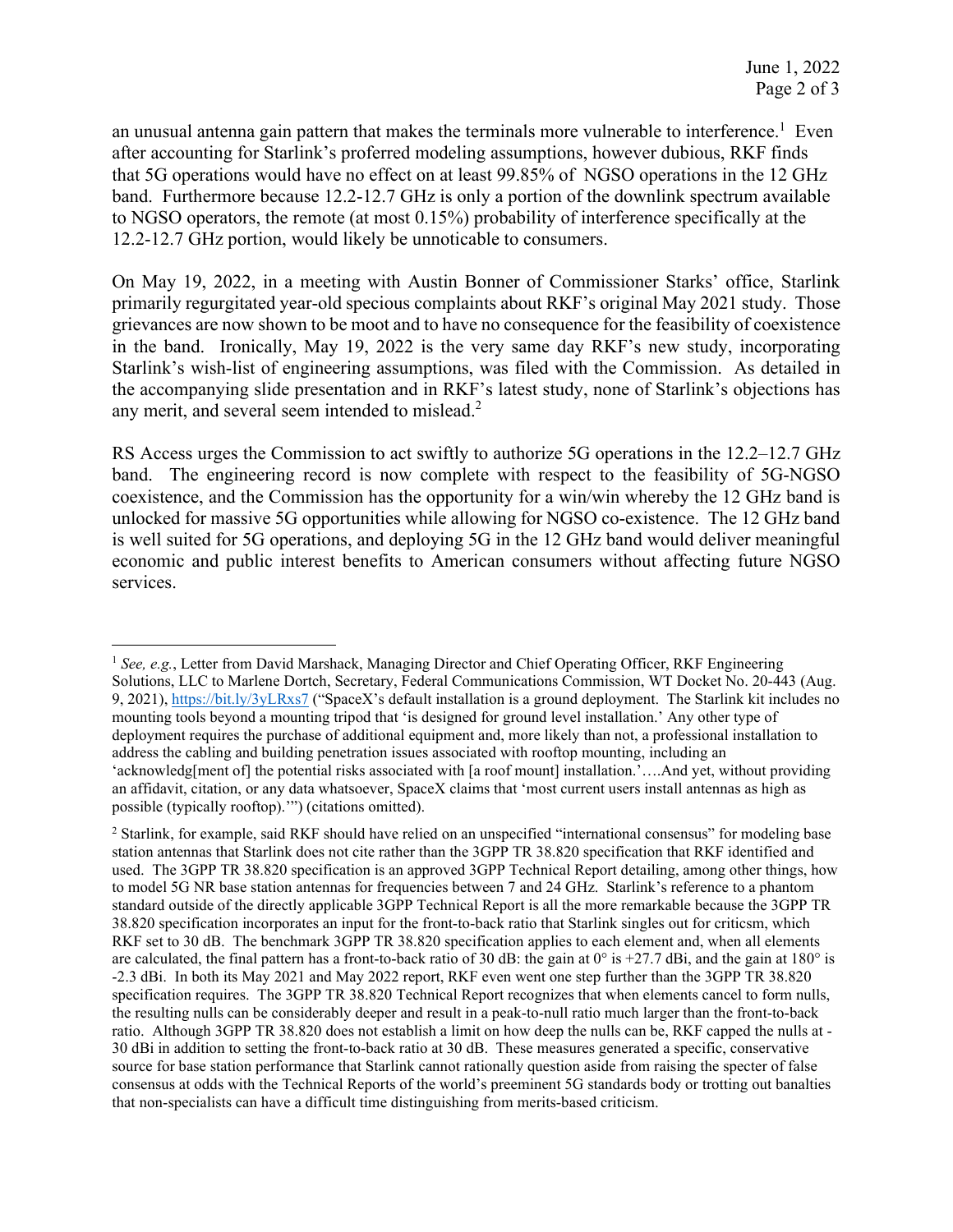an unusual antenna gain pattern that makes the terminals more vulnerable to interference.[1] Even after accounting for Starlink's proferred modeling assumptions, however dubious, RKF finds that 5G operations would have no effect on at least 99.85% of NGSO operations in the 12 GHz band. Furthermore because 12.2-12.7 GHz is only a portion of the downlink spectrum available to NGSO operators, the remote (at most 0.15%) probability of interference specifically at the 12.2-12.7 GHz portion, would likely be unnoticable to consumers.

On May 19, 2022, in a meeting with Austin Bonner of Commissioner Starks' office, Starlink primarily regurgitated year-old specious complaints about RKF's original May 2021 study. Those grievances are now shown to be moot and to have no consequence for the feasibility of coexistence in the band. Ironically, May 19, 2022 is the very same day RKF's new study, incorporating Starlink's wish-list of engineering assumptions, was filed with the Commission. As detailed in the accompanying slide presentation and in RKF's latest study, none of Starlink's objections has any merit, and several seem intended to mislead.[2]

RS Access urges the Commission to act swiftly to authorize 5G operations in the 12.2–12.7 GHz band. The engineering record is now complete with respect to the feasibility of 5G-NGSO coexistence, and the Commission has the opportunity for a win/win whereby the 12 GHz band is unlocked for massive 5G opportunities while allowing for NGSO co-existence. The 12 GHz band is well suited for 5G operations, and deploying 5G in the 12 GHz band would deliver meaningful economic and public interest benefits to American consumers without affecting future NGSO services.

---

[1] *See, e.g.*, Letter from David Marshack, Managing Director and Chief Operating Officer, RKF Engineering Solutions, LLC to Marlene Dortch, Secretary, Federal Communications Commission, WT Docket No. 20-443 (Aug. 9, 2021), https://bit.ly/3yLRxs7 ("SpaceX's default installation is a ground deployment. The Starlink kit includes no mounting tools beyond a mounting tripod that 'is designed for ground level installation.' Any other type of deployment requires the purchase of additional equipment and, more likely than not, a professional installation to address the cabling and building penetration issues associated with rooftop mounting, including an 'acknowledg[ment of] the potential risks associated with [a roof mount] installation.'….And yet, without providing an affidavit, citation, or any data whatsoever, SpaceX claims that 'most current users install antennas as high as possible (typically rooftop).'") (citations omitted).

[2] Starlink, for example, said RKF should have relied on an unspecified "international consensus" for modeling base station antennas that Starlink does not cite rather than the 3GPP TR 38.820 specification that RKF identified and used. The 3GPP TR 38.820 specification is an approved 3GPP Technical Report detailing, among other things, how to model 5G NR base station antennas for frequencies between 7 and 24 GHz. Starlink's reference to a phantom standard outside of the directly applicable 3GPP Technical Report is all the more remarkable because the 3GPP TR 38.820 specification incorporates an input for the front-to-back ratio that Starlink singles out for criticsm, which RKF set to 30 dB. The benchmark 3GPP TR 38.820 specification applies to each element and, when all elements are calculated, the final pattern has a front-to-back ratio of 30 dB: the gain at 0° is +27.7 dBi, and the gain at 180° is -2.3 dBi. In both its May 2021 and May 2022 report, RKF even went one step further than the 3GPP TR 38.820 specification requires. The 3GPP TR 38.820 Technical Report recognizes that when elements cancel to form nulls, the resulting nulls can be considerably deeper and result in a peak-to-null ratio much larger than the front-to-back ratio. Although 3GPP TR 38.820 does not establish a limit on how deep the nulls can be, RKF capped the nulls at -30 dBi in addition to setting the front-to-back ratio at 30 dB. These measures generated a specific, conservative source for base station performance that Starlink cannot rationally question aside from raising the specter of false consensus at odds with the Technical Reports of the world's preeminent 5G standards body or trotting out banalties that non-specialists can have a difficult time distinguishing from merits-based criticism.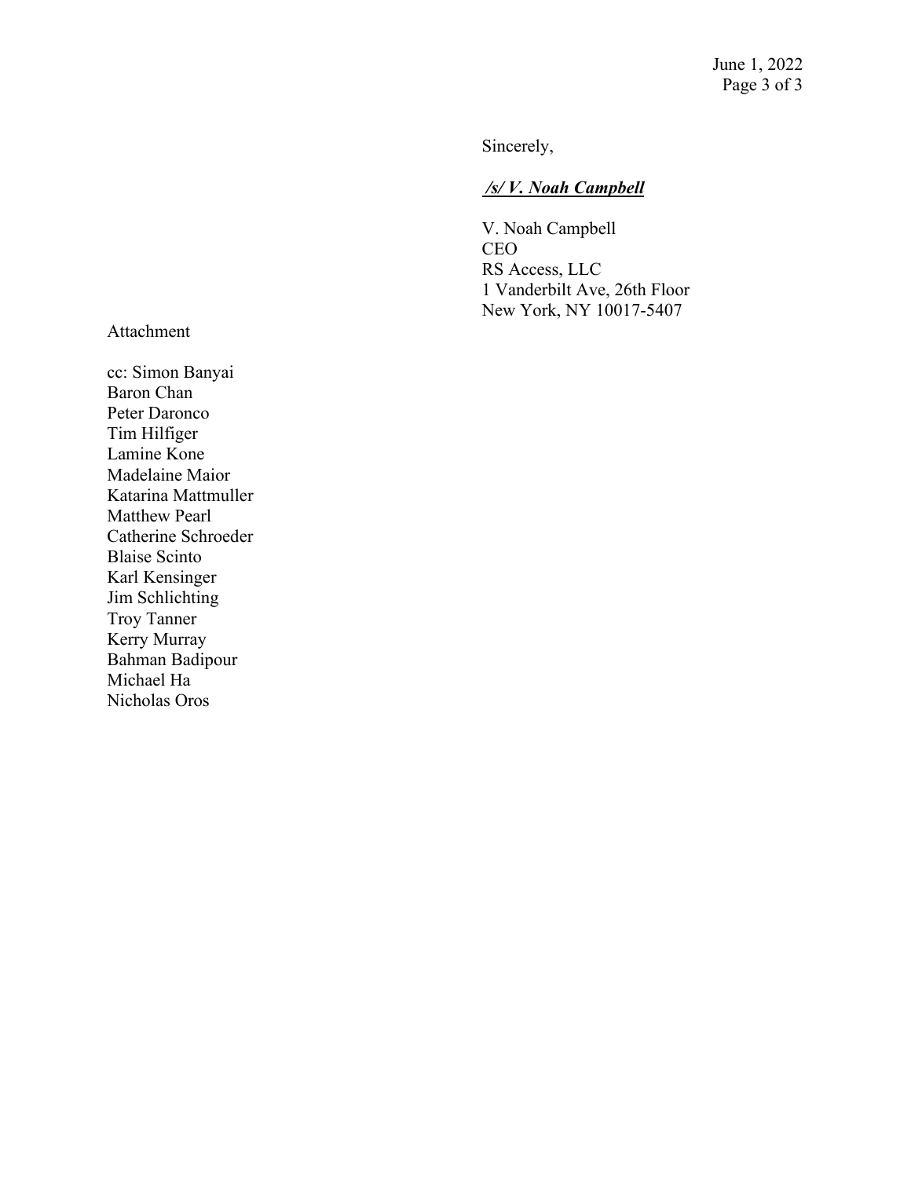Sincerely,

***/s/ V. Noah Campbell***

V. Noah Campbell
CEO
RS Access, LLC
1 Vanderbilt Ave, 26th Floor
New York, NY 10017-5407

Attachment

cc: Simon Banyai
Baron Chan
Peter Daronco
Tim Hilfiger
Lamine Kone
Madelaine Maior
Katarina Mattmuller
Matthew Pearl
Catherine Schroeder
Blaise Scinto
Karl Kensinger
Jim Schlichting
Troy Tanner
Kerry Murray
Bahman Badipour
Michael Ha
Nicholas Oros